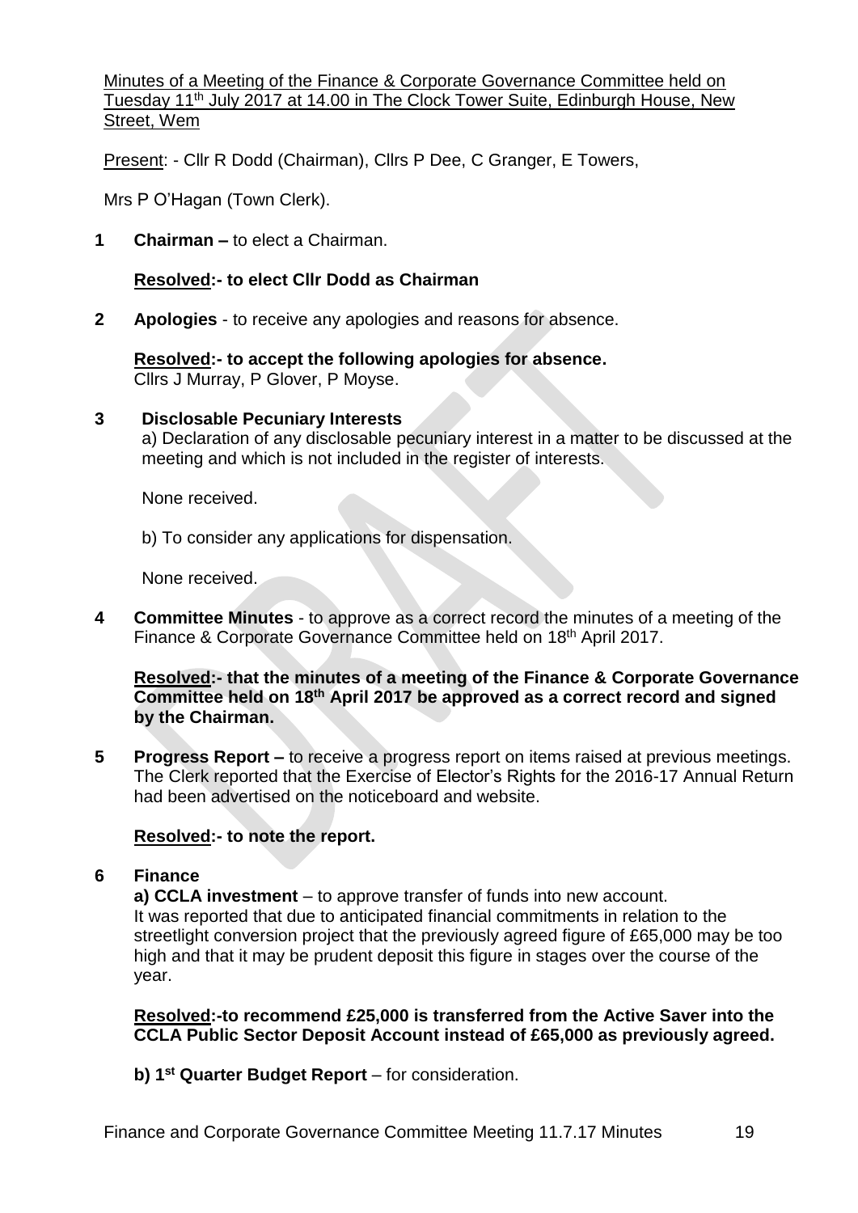Minutes of a Meeting of the Finance & Corporate Governance Committee held on Tuesday 11th July 2017 at 14.00 in The Clock Tower Suite, Edinburgh House, New Street, Wem

Present: - Cllr R Dodd (Chairman), Cllrs P Dee, C Granger, E Towers,

Mrs P O'Hagan (Town Clerk).

**1 Chairman –** to elect a Chairman.

**Resolved:- to elect Cllr Dodd as Chairman**

**2 Apologies** - to receive any apologies and reasons for absence.

**Resolved:- to accept the following apologies for absence.**
Cllrs J Murray, P Glover, P Moyse.

**3 Disclosable Pecuniary Interests**

a) Declaration of any disclosable pecuniary interest in a matter to be discussed at the meeting and which is not included in the register of interests.

None received.

b) To consider any applications for dispensation.

None received.

**4 Committee Minutes** - to approve as a correct record the minutes of a meeting of the Finance & Corporate Governance Committee held on 18th April 2017.

**Resolved:- that the minutes of a meeting of the Finance & Corporate Governance Committee held on 18th April 2017 be approved as a correct record and signed by the Chairman.**

**5 Progress Report –** to receive a progress report on items raised at previous meetings. The Clerk reported that the Exercise of Elector's Rights for the 2016-17 Annual Return had been advertised on the noticeboard and website.

**Resolved:- to note the report.**

**6 Finance**

**a) CCLA investment** – to approve transfer of funds into new account.
It was reported that due to anticipated financial commitments in relation to the streetlight conversion project that the previously agreed figure of £65,000 may be too high and that it may be prudent deposit this figure in stages over the course of the year.

**Resolved:-to recommend £25,000 is transferred from the Active Saver into the CCLA Public Sector Deposit Account instead of £65,000 as previously agreed.**

**b) 1st Quarter Budget Report** – for consideration.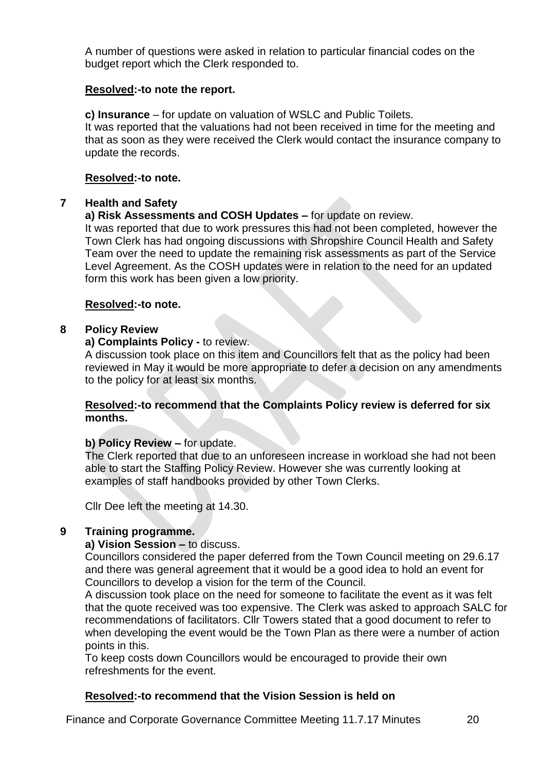A number of questions were asked in relation to particular financial codes on the budget report which the Clerk responded to.

**Resolved:-to note the report.**

**c) Insurance** – for update on valuation of WSLC and Public Toilets.
It was reported that the valuations had not been received in time for the meeting and that as soon as they were received the Clerk would contact the insurance company to update the records.

**Resolved:-to note.**

## 7 Health and Safety

**a) Risk Assessments and COSH Updates –** for update on review.
It was reported that due to work pressures this had not been completed, however the Town Clerk has had ongoing discussions with Shropshire Council Health and Safety Team over the need to update the remaining risk assessments as part of the Service Level Agreement. As the COSH updates were in relation to the need for an updated form this work has been given a low priority.

**Resolved:-to note.**

## 8 Policy Review

**a) Complaints Policy -** to review.
A discussion took place on this item and Councillors felt that as the policy had been reviewed in May it would be more appropriate to defer a decision on any amendments to the policy for at least six months.

**Resolved:-to recommend that the Complaints Policy review is deferred for six months.**

**b) Policy Review –** for update.
The Clerk reported that due to an unforeseen increase in workload she had not been able to start the Staffing Policy Review. However she was currently looking at examples of staff handbooks provided by other Town Clerks.

Cllr Dee left the meeting at 14.30.

## 9 Training programme.

**a) Vision Session –** to discuss.
Councillors considered the paper deferred from the Town Council meeting on 29.6.17 and there was general agreement that it would be a good idea to hold an event for Councillors to develop a vision for the term of the Council.
A discussion took place on the need for someone to facilitate the event as it was felt that the quote received was too expensive. The Clerk was asked to approach SALC for recommendations of facilitators. Cllr Towers stated that a good document to refer to when developing the event would be the Town Plan as there were a number of action points in this.
To keep costs down Councillors would be encouraged to provide their own refreshments for the event.

**Resolved:-to recommend that the Vision Session is held on**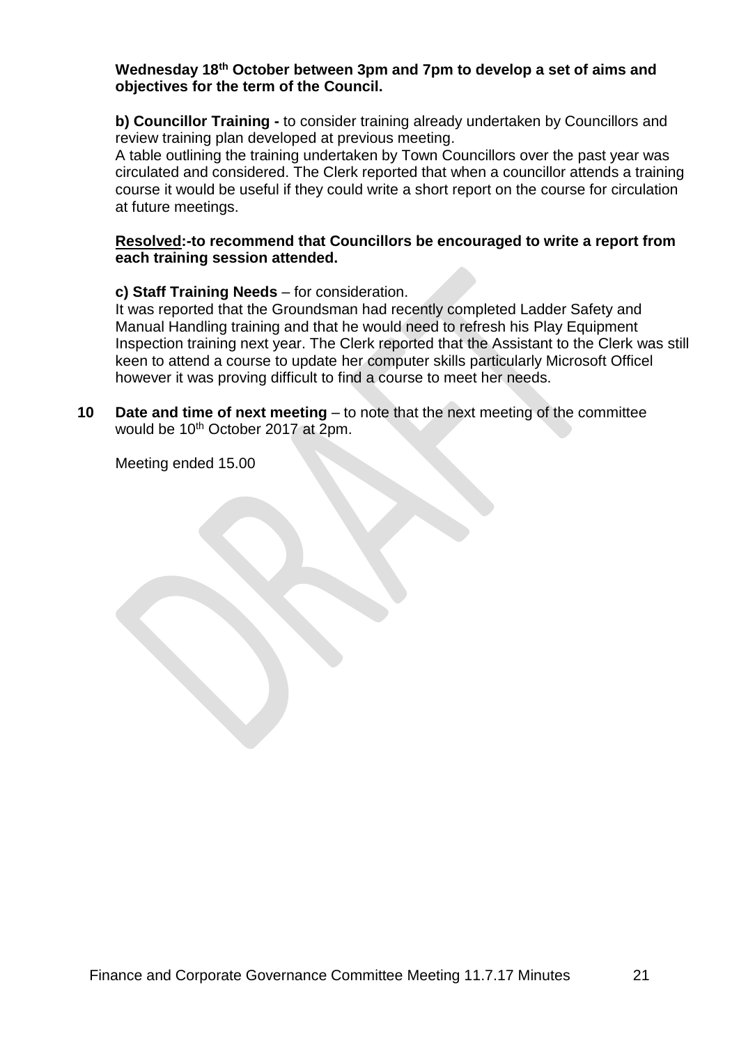**Wednesday 18th October between 3pm and 7pm to develop a set of aims and objectives for the term of the Council.**

**b) Councillor Training -** to consider training already undertaken by Councillors and review training plan developed at previous meeting.
A table outlining the training undertaken by Town Councillors over the past year was circulated and considered. The Clerk reported that when a councillor attends a training course it would be useful if they could write a short report on the course for circulation at future meetings.

**<u>Resolved</u>:-to recommend that Councillors be encouraged to write a report from each training session attended.**

**c) Staff Training Needs** – for consideration.
It was reported that the Groundsman had recently completed Ladder Safety and Manual Handling training and that he would need to refresh his Play Equipment Inspection training next year. The Clerk reported that the Assistant to the Clerk was still keen to attend a course to update her computer skills particularly Microsoft Officel however it was proving difficult to find a course to meet her needs.

**10 Date and time of next meeting** – to note that the next meeting of the committee would be 10th October 2017 at 2pm.

Meeting ended 15.00